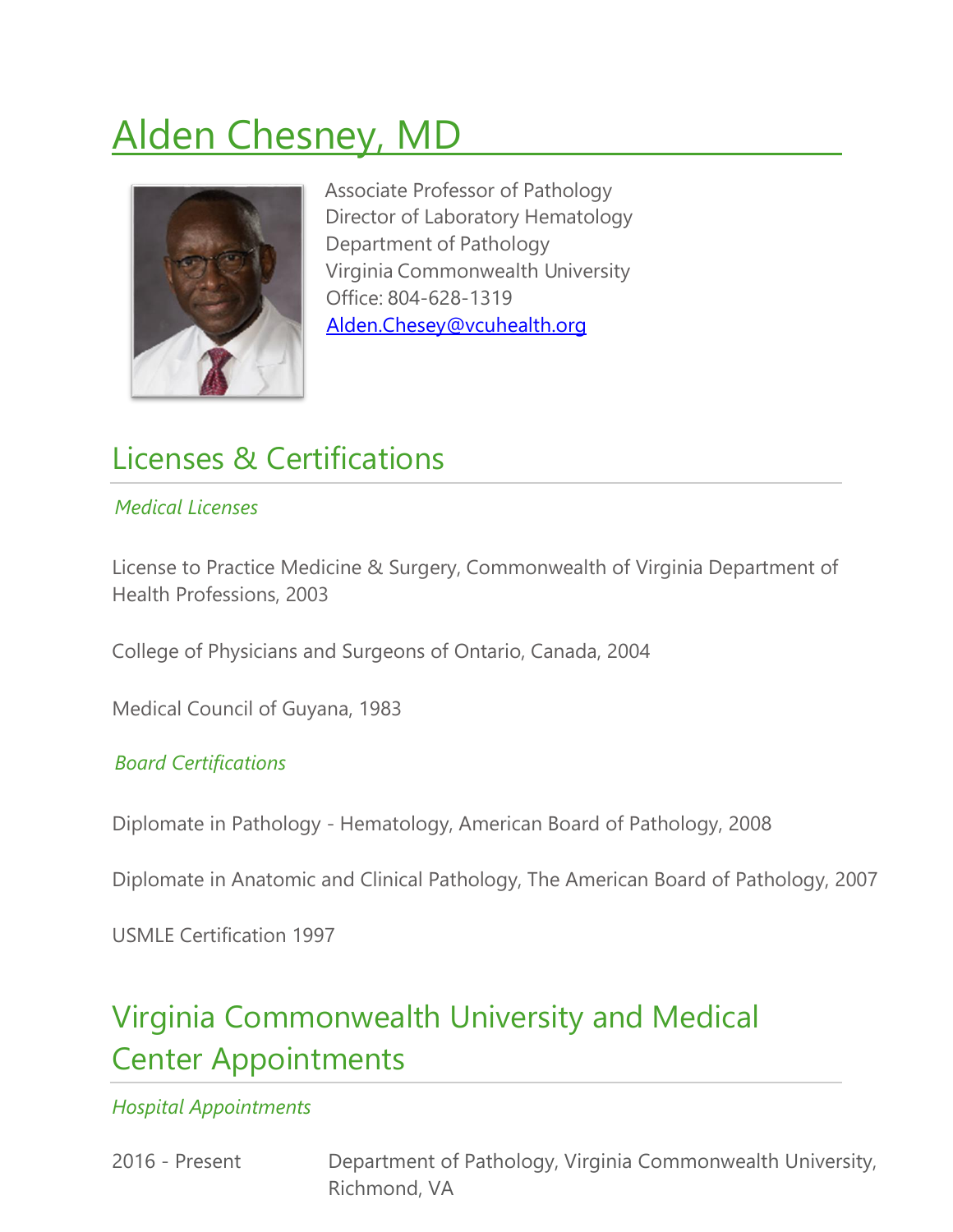# Alden Chesney, MD

Associate Professor of Pathology
Director of Laboratory Hematology
Department of Pathology
Virginia Commonwealth University
Office: 804-628-1319
Alden.Chesey@vcuhealth.org

## Licenses & Certifications

*Medical Licenses*

License to Practice Medicine & Surgery, Commonwealth of Virginia Department of Health Professions, 2003

College of Physicians and Surgeons of Ontario, Canada, 2004

Medical Council of Guyana, 1983

*Board Certifications*

Diplomate in Pathology - Hematology, American Board of Pathology, 2008

Diplomate in Anatomic and Clinical Pathology, The American Board of Pathology, 2007

USMLE Certification 1997

## Virginia Commonwealth University and Medical Center Appointments

*Hospital Appointments*

2016 - Present Department of Pathology, Virginia Commonwealth University, Richmond, VA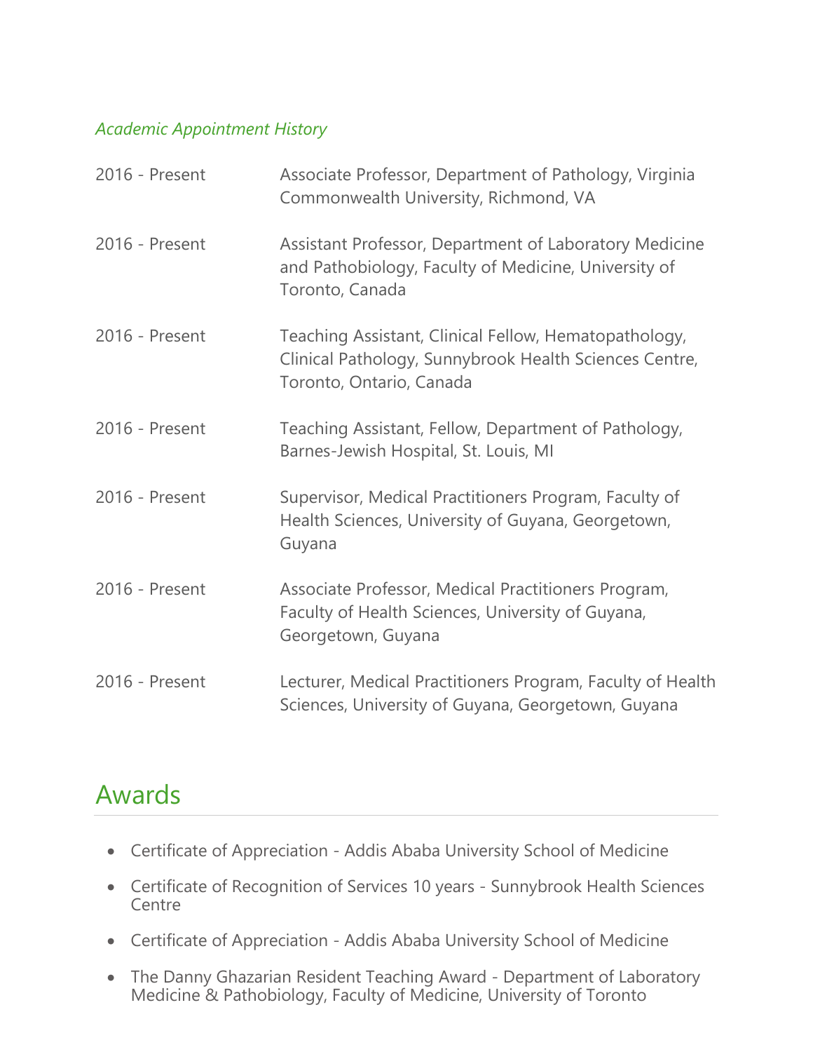*Academic Appointment History*

| | |
|---|---|
| 2016 - Present | Associate Professor, Department of Pathology, Virginia Commonwealth University, Richmond, VA |
| 2016 - Present | Assistant Professor, Department of Laboratory Medicine and Pathobiology, Faculty of Medicine, University of Toronto, Canada |
| 2016 - Present | Teaching Assistant, Clinical Fellow, Hematopathology, Clinical Pathology, Sunnybrook Health Sciences Centre, Toronto, Ontario, Canada |
| 2016 - Present | Teaching Assistant, Fellow, Department of Pathology, Barnes-Jewish Hospital, St. Louis, MI |
| 2016 - Present | Supervisor, Medical Practitioners Program, Faculty of Health Sciences, University of Guyana, Georgetown, Guyana |
| 2016 - Present | Associate Professor, Medical Practitioners Program, Faculty of Health Sciences, University of Guyana, Georgetown, Guyana |
| 2016 - Present | Lecturer, Medical Practitioners Program, Faculty of Health Sciences, University of Guyana, Georgetown, Guyana |

## Awards

- Certificate of Appreciation - Addis Ababa University School of Medicine
- Certificate of Recognition of Services 10 years - Sunnybrook Health Sciences Centre
- Certificate of Appreciation - Addis Ababa University School of Medicine
- The Danny Ghazarian Resident Teaching Award - Department of Laboratory Medicine & Pathobiology, Faculty of Medicine, University of Toronto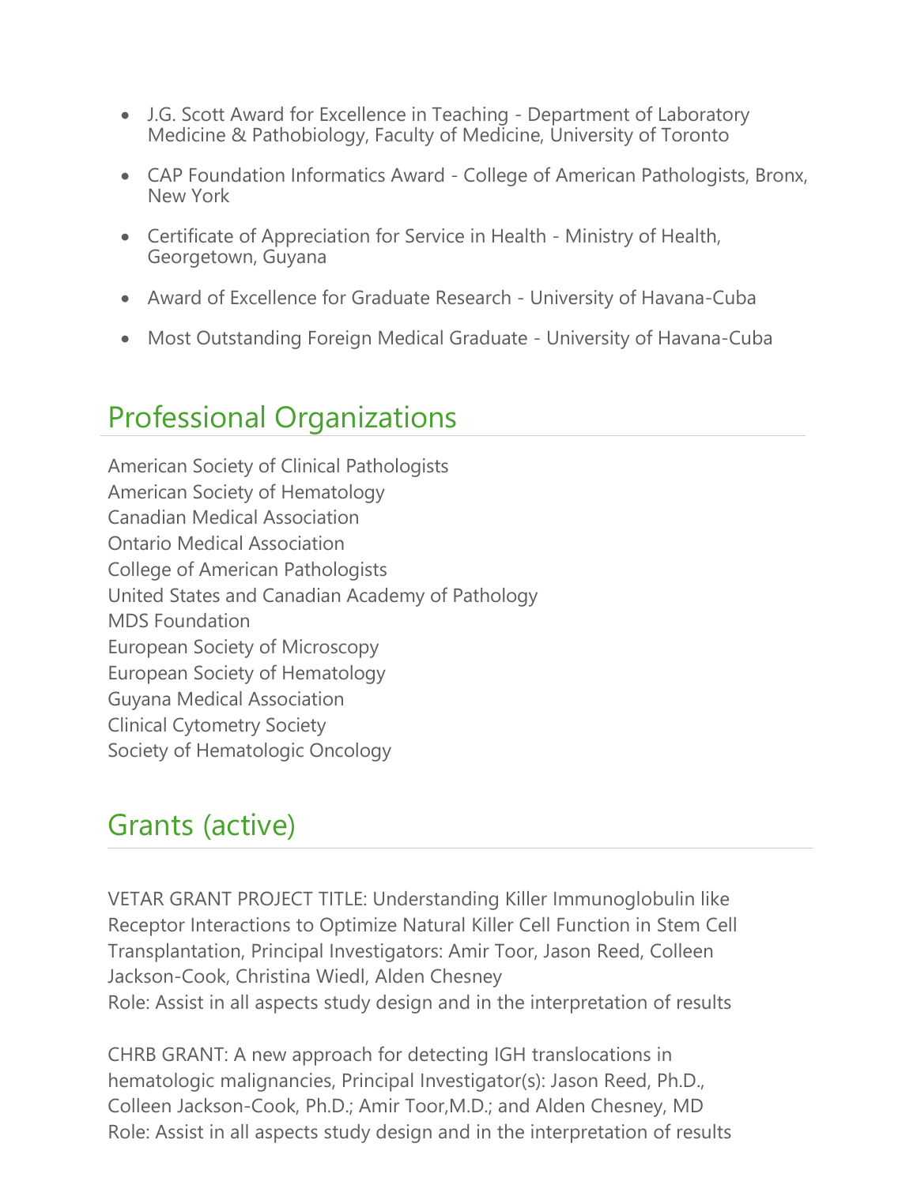- J.G. Scott Award for Excellence in Teaching - Department of Laboratory Medicine & Pathobiology, Faculty of Medicine, University of Toronto
- CAP Foundation Informatics Award - College of American Pathologists, Bronx, New York
- Certificate of Appreciation for Service in Health - Ministry of Health, Georgetown, Guyana
- Award of Excellence for Graduate Research - University of Havana-Cuba
- Most Outstanding Foreign Medical Graduate - University of Havana-Cuba

## Professional Organizations

American Society of Clinical Pathologists
American Society of Hematology
Canadian Medical Association
Ontario Medical Association
College of American Pathologists
United States and Canadian Academy of Pathology
MDS Foundation
European Society of Microscopy
European Society of Hematology
Guyana Medical Association
Clinical Cytometry Society
Society of Hematologic Oncology

## Grants (active)

VETAR GRANT PROJECT TITLE: Understanding Killer Immunoglobulin like Receptor Interactions to Optimize Natural Killer Cell Function in Stem Cell Transplantation, Principal Investigators: Amir Toor, Jason Reed, Colleen Jackson-Cook, Christina Wiedl, Alden Chesney
Role: Assist in all aspects study design and in the interpretation of results

CHRB GRANT: A new approach for detecting IGH translocations in hematologic malignancies, Principal Investigator(s): Jason Reed, Ph.D., Colleen Jackson-Cook, Ph.D.; Amir Toor,M.D.; and Alden Chesney, MD
Role: Assist in all aspects study design and in the interpretation of results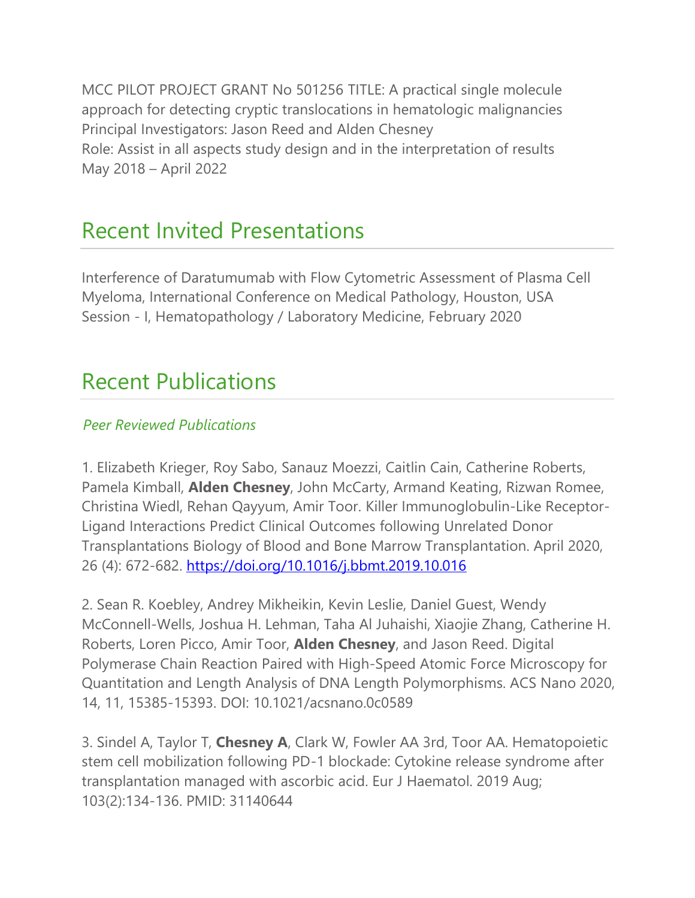MCC PILOT PROJECT GRANT No 501256 TITLE: A practical single molecule approach for detecting cryptic translocations in hematologic malignancies
Principal Investigators: Jason Reed and Alden Chesney
Role: Assist in all aspects study design and in the interpretation of results
May 2018 – April 2022

## Recent Invited Presentations

Interference of Daratumumab with Flow Cytometric Assessment of Plasma Cell Myeloma, International Conference on Medical Pathology, Houston, USA Session - I, Hematopathology / Laboratory Medicine, February 2020

## Recent Publications

### *Peer Reviewed Publications*

1. Elizabeth Krieger, Roy Sabo, Sanauz Moezzi, Caitlin Cain, Catherine Roberts, Pamela Kimball, **Alden Chesney**, John McCarty, Armand Keating, Rizwan Romee, Christina Wiedl, Rehan Qayyum, Amir Toor. Killer Immunoglobulin-Like Receptor-Ligand Interactions Predict Clinical Outcomes following Unrelated Donor Transplantations Biology of Blood and Bone Marrow Transplantation. April 2020, 26 (4): 672-682. https://doi.org/10.1016/j.bbmt.2019.10.016

2. Sean R. Koebley, Andrey Mikheikin, Kevin Leslie, Daniel Guest, Wendy McConnell-Wells, Joshua H. Lehman, Taha Al Juhaishi, Xiaojie Zhang, Catherine H. Roberts, Loren Picco, Amir Toor, **Alden Chesney**, and Jason Reed. Digital Polymerase Chain Reaction Paired with High-Speed Atomic Force Microscopy for Quantitation and Length Analysis of DNA Length Polymorphisms. ACS Nano 2020, 14, 11, 15385-15393. DOI: 10.1021/acsnano.0c0589

3. Sindel A, Taylor T, **Chesney A**, Clark W, Fowler AA 3rd, Toor AA. Hematopoietic stem cell mobilization following PD-1 blockade: Cytokine release syndrome after transplantation managed with ascorbic acid. Eur J Haematol. 2019 Aug; 103(2):134-136. PMID: 31140644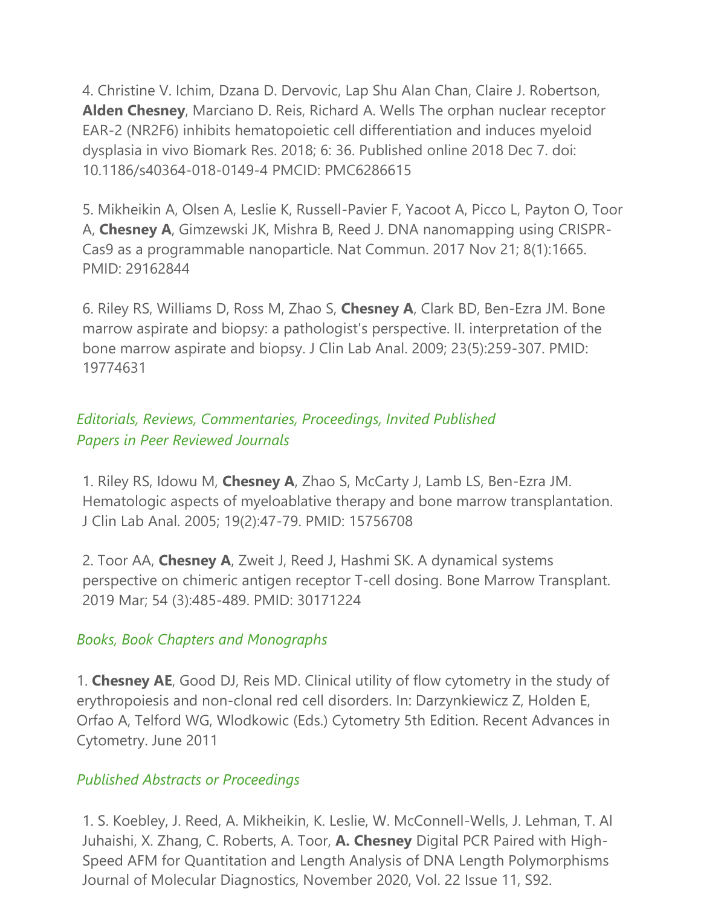4. Christine V. Ichim, Dzana D. Dervovic, Lap Shu Alan Chan, Claire J. Robertson, **Alden Chesney**, Marciano D. Reis, Richard A. Wells The orphan nuclear receptor EAR-2 (NR2F6) inhibits hematopoietic cell differentiation and induces myeloid dysplasia in vivo Biomark Res. 2018; 6: 36. Published online 2018 Dec 7. doi: 10.1186/s40364-018-0149-4 PMCID: PMC6286615

5. Mikheikin A, Olsen A, Leslie K, Russell-Pavier F, Yacoot A, Picco L, Payton O, Toor A, **Chesney A**, Gimzewski JK, Mishra B, Reed J. DNA nanomapping using CRISPR-Cas9 as a programmable nanoparticle. Nat Commun. 2017 Nov 21; 8(1):1665. PMID: 29162844

6. Riley RS, Williams D, Ross M, Zhao S, **Chesney A**, Clark BD, Ben-Ezra JM. Bone marrow aspirate and biopsy: a pathologist's perspective. II. interpretation of the bone marrow aspirate and biopsy. J Clin Lab Anal. 2009; 23(5):259-307. PMID: 19774631

### *Editorials, Reviews, Commentaries, Proceedings, Invited Published Papers in Peer Reviewed Journals*

1. Riley RS, Idowu M, **Chesney A**, Zhao S, McCarty J, Lamb LS, Ben-Ezra JM. Hematologic aspects of myeloablative therapy and bone marrow transplantation. J Clin Lab Anal. 2005; 19(2):47-79. PMID: 15756708

2. Toor AA, **Chesney A**, Zweit J, Reed J, Hashmi SK. A dynamical systems perspective on chimeric antigen receptor T-cell dosing. Bone Marrow Transplant. 2019 Mar; 54 (3):485-489. PMID: 30171224

### *Books, Book Chapters and Monographs*

1. **Chesney AE**, Good DJ, Reis MD. Clinical utility of flow cytometry in the study of erythropoiesis and non-clonal red cell disorders. In: Darzynkiewicz Z, Holden E, Orfao A, Telford WG, Wlodkowic (Eds.) Cytometry 5th Edition. Recent Advances in Cytometry. June 2011

### *Published Abstracts or Proceedings*

1. S. Koebley, J. Reed, A. Mikheikin, K. Leslie, W. McConnell-Wells, J. Lehman, T. Al Juhaishi, X. Zhang, C. Roberts, A. Toor, **A. Chesney** Digital PCR Paired with High-Speed AFM for Quantitation and Length Analysis of DNA Length Polymorphisms Journal of Molecular Diagnostics, November 2020, Vol. 22 Issue 11, S92.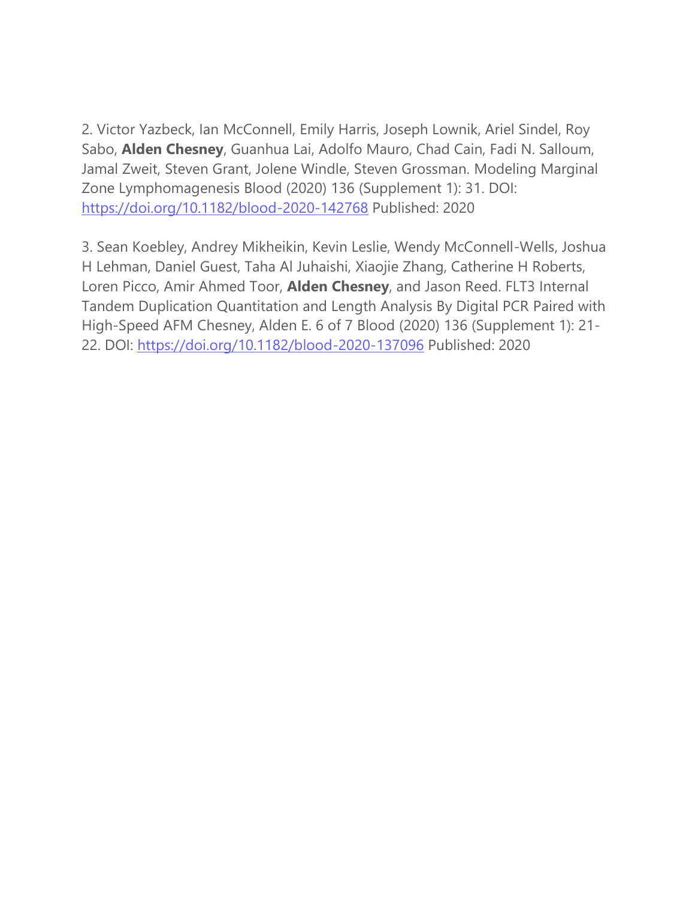2. Victor Yazbeck, Ian McConnell, Emily Harris, Joseph Lownik, Ariel Sindel, Roy Sabo, **Alden Chesney**, Guanhua Lai, Adolfo Mauro, Chad Cain, Fadi N. Salloum, Jamal Zweit, Steven Grant, Jolene Windle, Steven Grossman. Modeling Marginal Zone Lymphomagenesis Blood (2020) 136 (Supplement 1): 31. DOI: https://doi.org/10.1182/blood-2020-142768 Published: 2020

3. Sean Koebley, Andrey Mikheikin, Kevin Leslie, Wendy McConnell-Wells, Joshua H Lehman, Daniel Guest, Taha Al Juhaishi, Xiaojie Zhang, Catherine H Roberts, Loren Picco, Amir Ahmed Toor, **Alden Chesney**, and Jason Reed. FLT3 Internal Tandem Duplication Quantitation and Length Analysis By Digital PCR Paired with High-Speed AFM Blood (2020) 136 (Supplement 1): 21-22. DOI: https://doi.org/10.1182/blood-2020-137096 Published: 2020